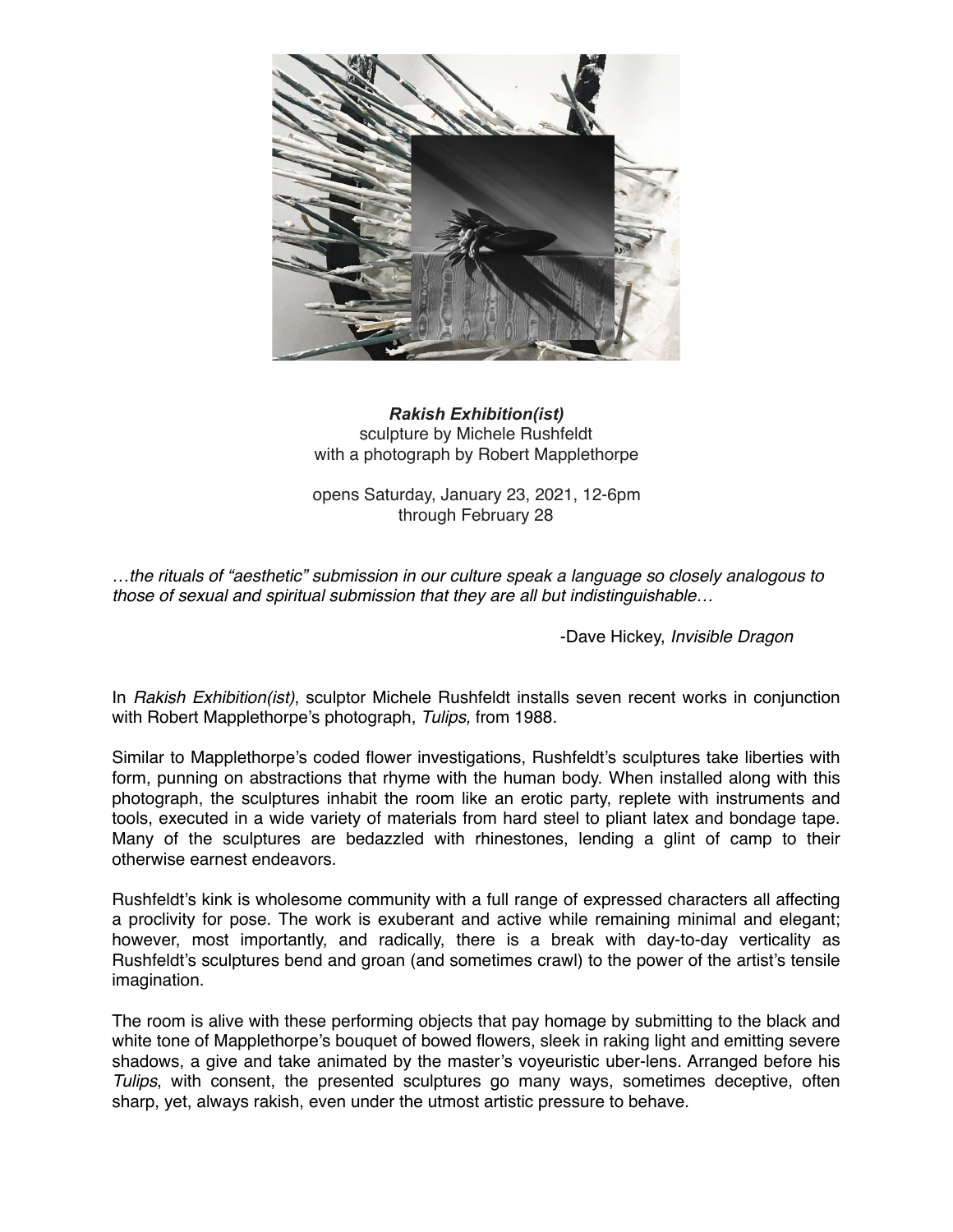***Rakish Exhibition(ist)***
sculpture by Michele Rushfeldt
with a photograph by Robert Mapplethorpe

opens Saturday, January 23, 2021, 12-6pm
through February 28

*…the rituals of "aesthetic" submission in our culture speak a language so closely analogous to those of sexual and spiritual submission that they are all but indistinguishable…*

-Dave Hickey, *Invisible Dragon*

In *Rakish Exhibition(ist)*, sculptor Michele Rushfeldt installs seven recent works in conjunction with Robert Mapplethorpe's photograph, *Tulips,* from 1988.

Similar to Mapplethorpe's coded flower investigations, Rushfeldt's sculptures take liberties with form, punning on abstractions that rhyme with the human body. When installed along with this photograph, the sculptures inhabit the room like an erotic party, replete with instruments and tools, executed in a wide variety of materials from hard steel to pliant latex and bondage tape. Many of the sculptures are bedazzled with rhinestones, lending a glint of camp to their otherwise earnest endeavors.

Rushfeldt's kink is wholesome community with a full range of expressed characters all affecting a proclivity for pose. The work is exuberant and active while remaining minimal and elegant; however, most importantly, and radically, there is a break with day-to-day verticality as Rushfeldt's sculptures bend and groan (and sometimes crawl) to the power of the artist's tensile imagination.

The room is alive with these performing objects that pay homage by submitting to the black and white tone of Mapplethorpe's bouquet of bowed flowers, sleek in raking light and emitting severe shadows, a give and take animated by the master's voyeuristic uber-lens. Arranged before his *Tulips*, with consent, the presented sculptures go many ways, sometimes deceptive, often sharp, yet, always rakish, even under the utmost artistic pressure to behave.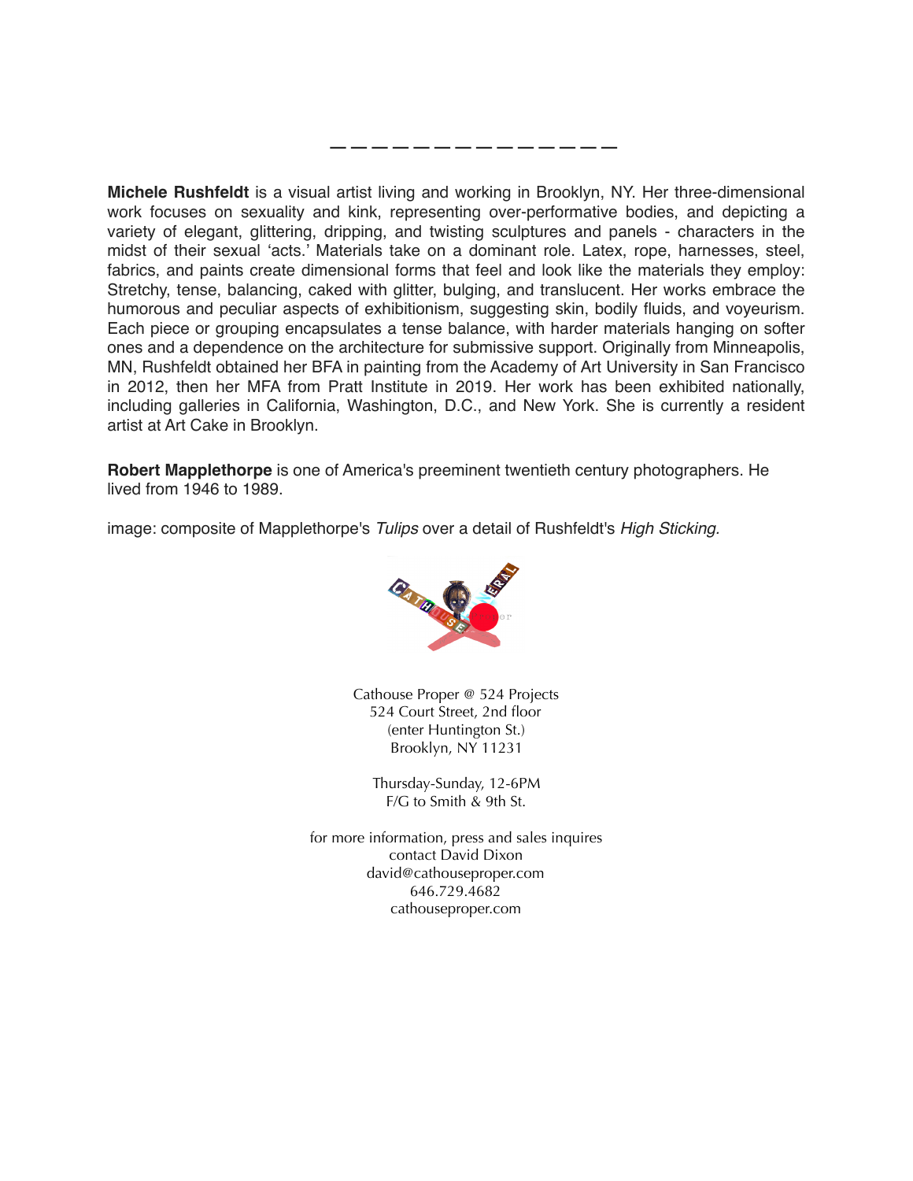———————————————

**Michele Rushfeldt** is a visual artist living and working in Brooklyn, NY. Her three-dimensional work focuses on sexuality and kink, representing over-performative bodies, and depicting a variety of elegant, glittering, dripping, and twisting sculptures and panels - characters in the midst of their sexual 'acts.' Materials take on a dominant role. Latex, rope, harnesses, steel, fabrics, and paints create dimensional forms that feel and look like the materials they employ: Stretchy, tense, balancing, caked with glitter, bulging, and translucent. Her works embrace the humorous and peculiar aspects of exhibitionism, suggesting skin, bodily fluids, and voyeurism. Each piece or grouping encapsulates a tense balance, with harder materials hanging on softer ones and a dependence on the architecture for submissive support. Originally from Minneapolis, MN, Rushfeldt obtained her BFA in painting from the Academy of Art University in San Francisco in 2012, then her MFA from Pratt Institute in 2019. Her work has been exhibited nationally, including galleries in California, Washington, D.C., and New York. She is currently a resident artist at Art Cake in Brooklyn.

**Robert Mapplethorpe** is one of America's preeminent twentieth century photographers. He lived from 1946 to 1989.

image: composite of Mapplethorpe's *Tulips* over a detail of Rushfeldt's *High Sticking.*

Cathouse Proper @ 524 Projects
524 Court Street, 2nd floor
(enter Huntington St.)
Brooklyn, NY 11231

Thursday-Sunday, 12-6PM
F/G to Smith & 9th St.

for more information, press and sales inquires
contact David Dixon
david@cathouseproper.com
646.729.4682
cathouseproper.com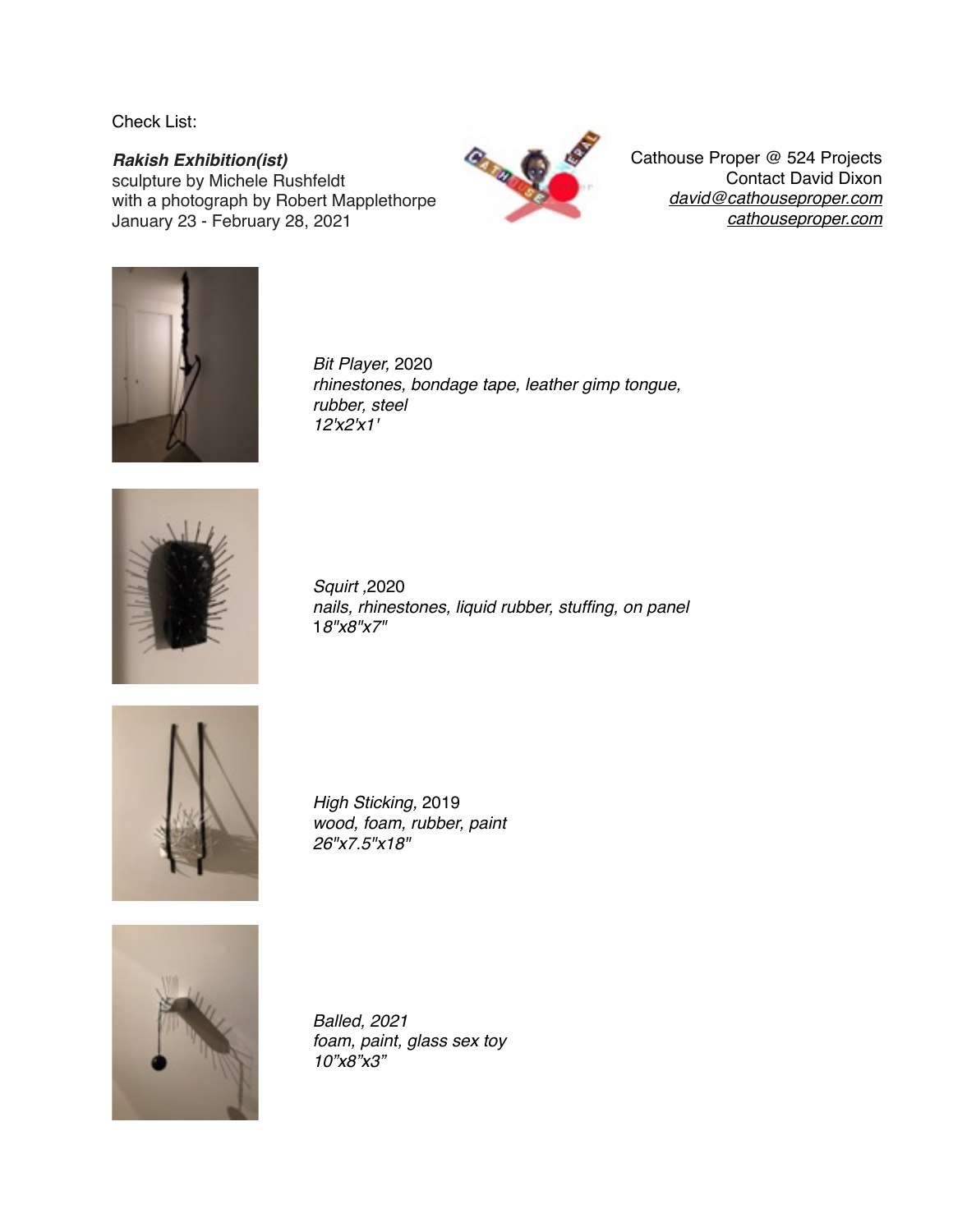Check List:

***Rakish Exhibition(ist)***
sculpture by Michele Rushfeldt
with a photograph by Robert Mapplethorpe
January 23 - February 28, 2021

Cathouse Proper @ 524 Projects
Contact David Dixon
*david@cathouseproper.com*
*cathouseproper.com*

*Bit Player,* 2020
*rhinestones, bondage tape, leather gimp tongue, rubber, steel*
*12'x2'x1'*

*Squirt* ,2020
*nails, rhinestones, liquid rubber, stuffing, on panel*
1*8"x8"x7"*

*High Sticking,* 2019
*wood, foam, rubber, paint*
*26"x7.5"x18"*

*Balled, 2021*
*foam, paint, glass sex toy*
*10"x8"x3"*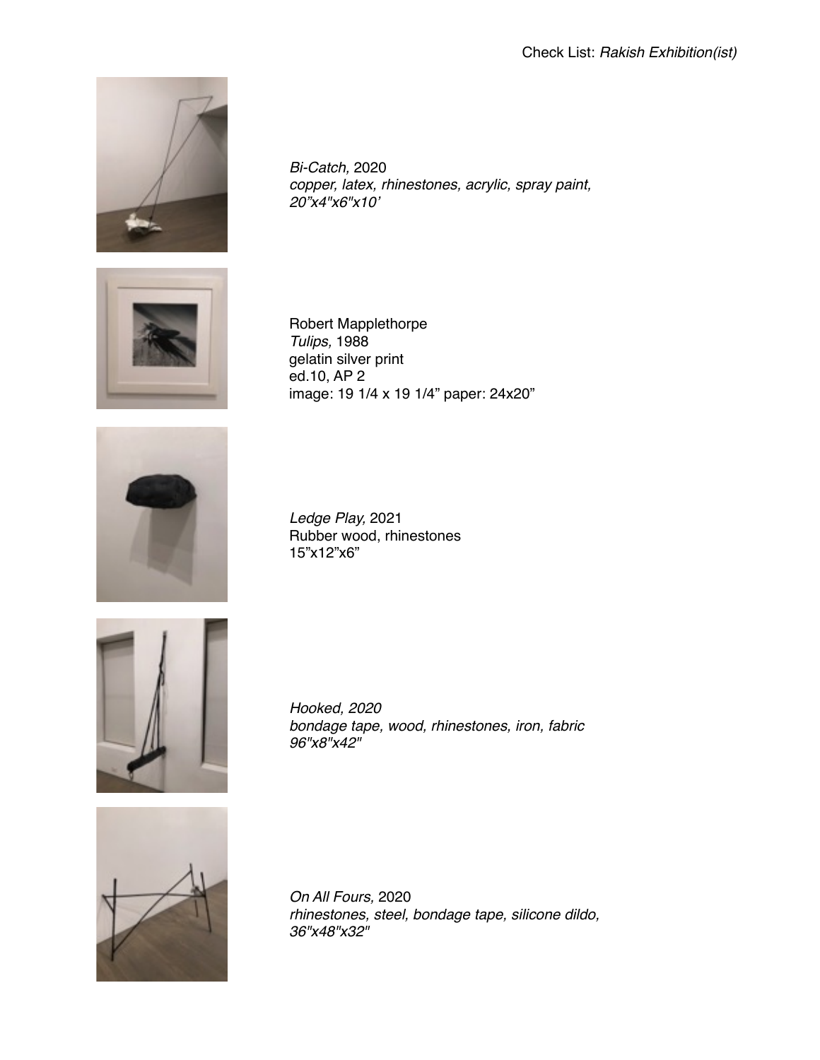Check List: *Rakish Exhibition(ist)*

*Bi-Catch,* 2020
*copper, latex, rhinestones, acrylic, spray paint,*
*20"x4"x6"x10'*

Robert Mapplethorpe
*Tulips,* 1988
gelatin silver print
ed.10, AP 2
image: 19 1/4 x 19 1/4" paper: 24x20"

*Ledge Play,* 2021
Rubber wood, rhinestones
15"x12"x6"

*Hooked, 2020*
*bondage tape, wood, rhinestones, iron, fabric*
*96"x8"x42"*

*On All Fours,* 2020
*rhinestones, steel, bondage tape, silicone dildo,*
*36"x48"x32"*